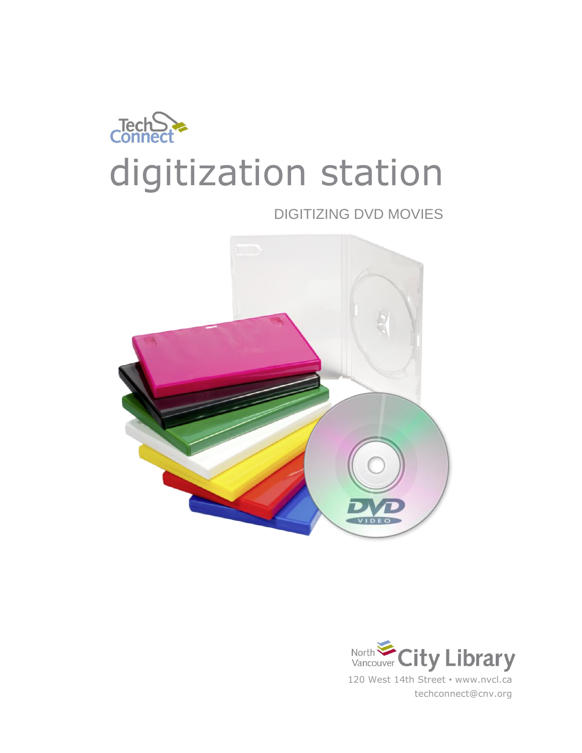TechConnect

# digitization station

## DIGITIZING DVD MOVIES

North Vancouver City Library

120 West 14th Street • www.nvcl.ca

techconnect@cnv.org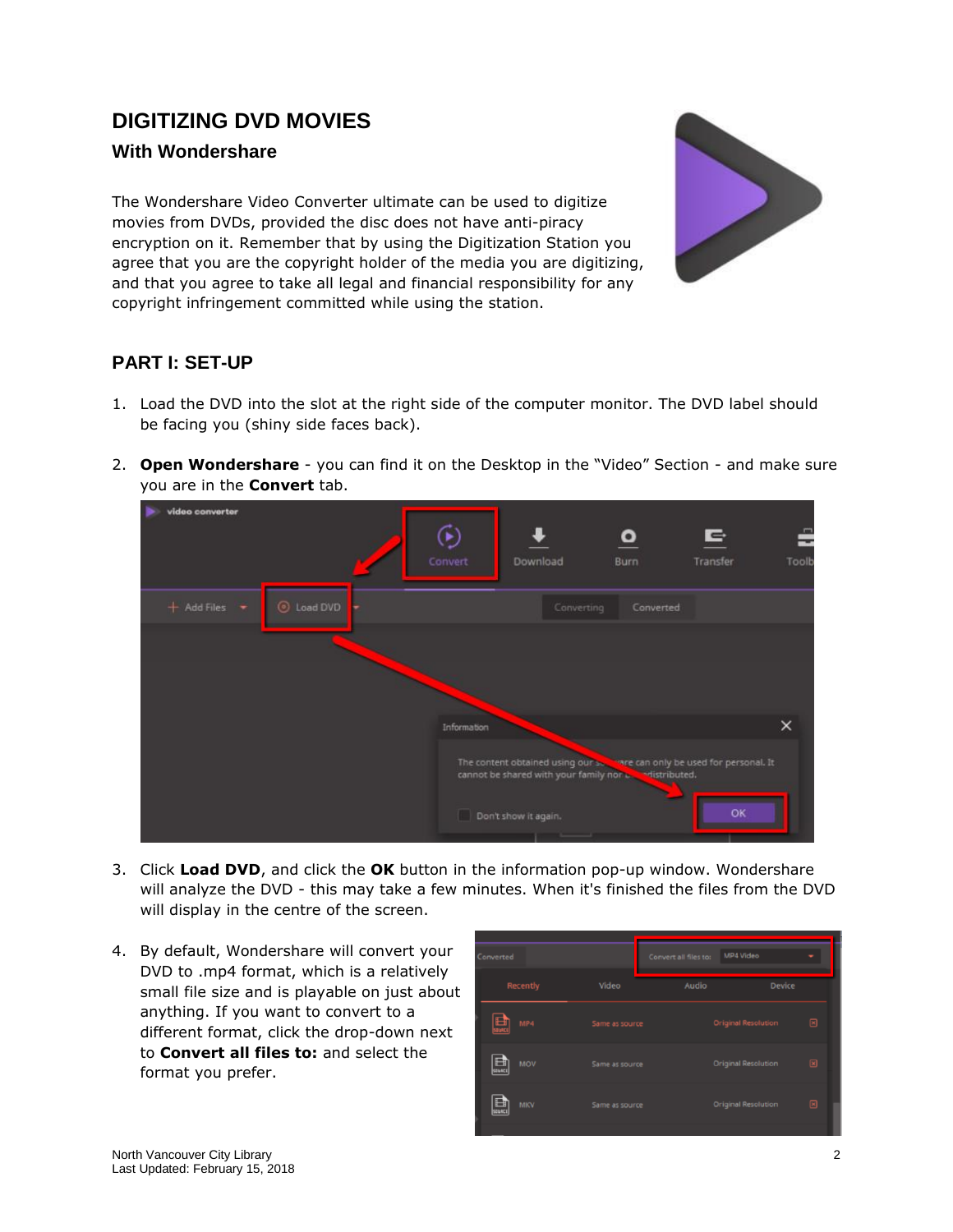# DIGITIZING DVD MOVIES

### With Wondershare

The Wondershare Video Converter ultimate can be used to digitize movies from DVDs, provided the disc does not have anti-piracy encryption on it. Remember that by using the Digitization Station you agree that you are the copyright holder of the media you are digitizing, and that you agree to take all legal and financial responsibility for any copyright infringement committed while using the station.

## PART I: SET-UP

1. Load the DVD into the slot at the right side of the computer monitor. The DVD label should be facing you (shiny side faces back).

2. **Open Wondershare** - you can find it on the Desktop in the "Video" Section - and make sure you are in the **Convert** tab.

3. Click **Load DVD**, and click the **OK** button in the information pop-up window. Wondershare will analyze the DVD - this may take a few minutes. When it's finished the files from the DVD will display in the centre of the screen.

4. By default, Wondershare will convert your DVD to .mp4 format, which is a relatively small file size and is playable on just about anything. If you want to convert to a different format, click the drop-down next to **Convert all files to:** and select the format you prefer.

North Vancouver City Library
Last Updated: February 15, 2018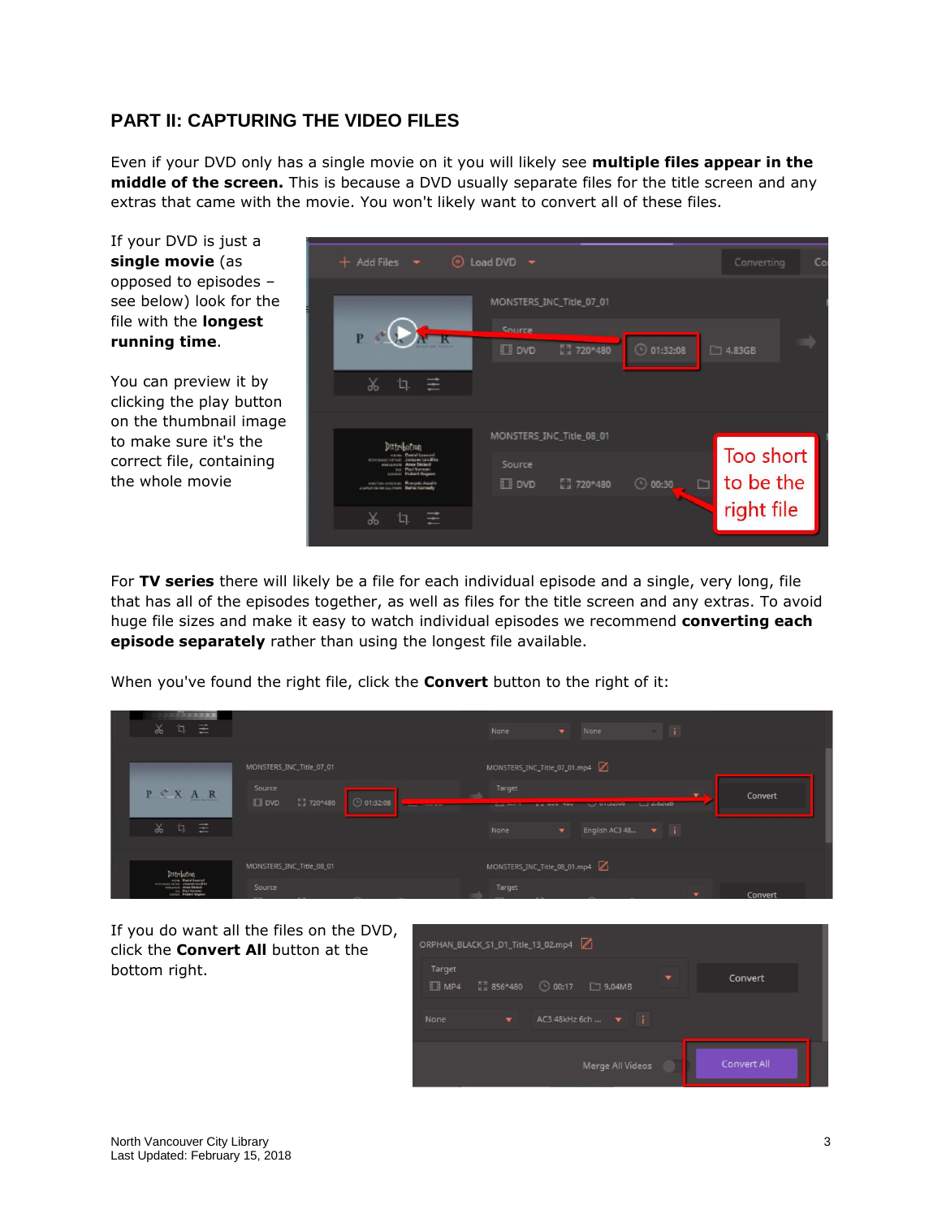## PART II: CAPTURING THE VIDEO FILES

Even if your DVD only has a single movie on it you will likely see **multiple files appear in the middle of the screen.** This is because a DVD usually separate files for the title screen and any extras that came with the movie. You won't likely want to convert all of these files.

If your DVD is just a **single movie** (as opposed to episodes – see below) look for the file with the **longest running time**.

You can preview it by clicking the play button on the thumbnail image to make sure it's the correct file, containing the whole movie

For **TV series** there will likely be a file for each individual episode and a single, very long, file that has all of the episodes together, as well as files for the title screen and any extras. To avoid huge file sizes and make it easy to watch individual episodes we recommend **converting each episode separately** rather than using the longest file available.

When you've found the right file, click the **Convert** button to the right of it:

If you do want all the files on the DVD, click the **Convert All** button at the bottom right.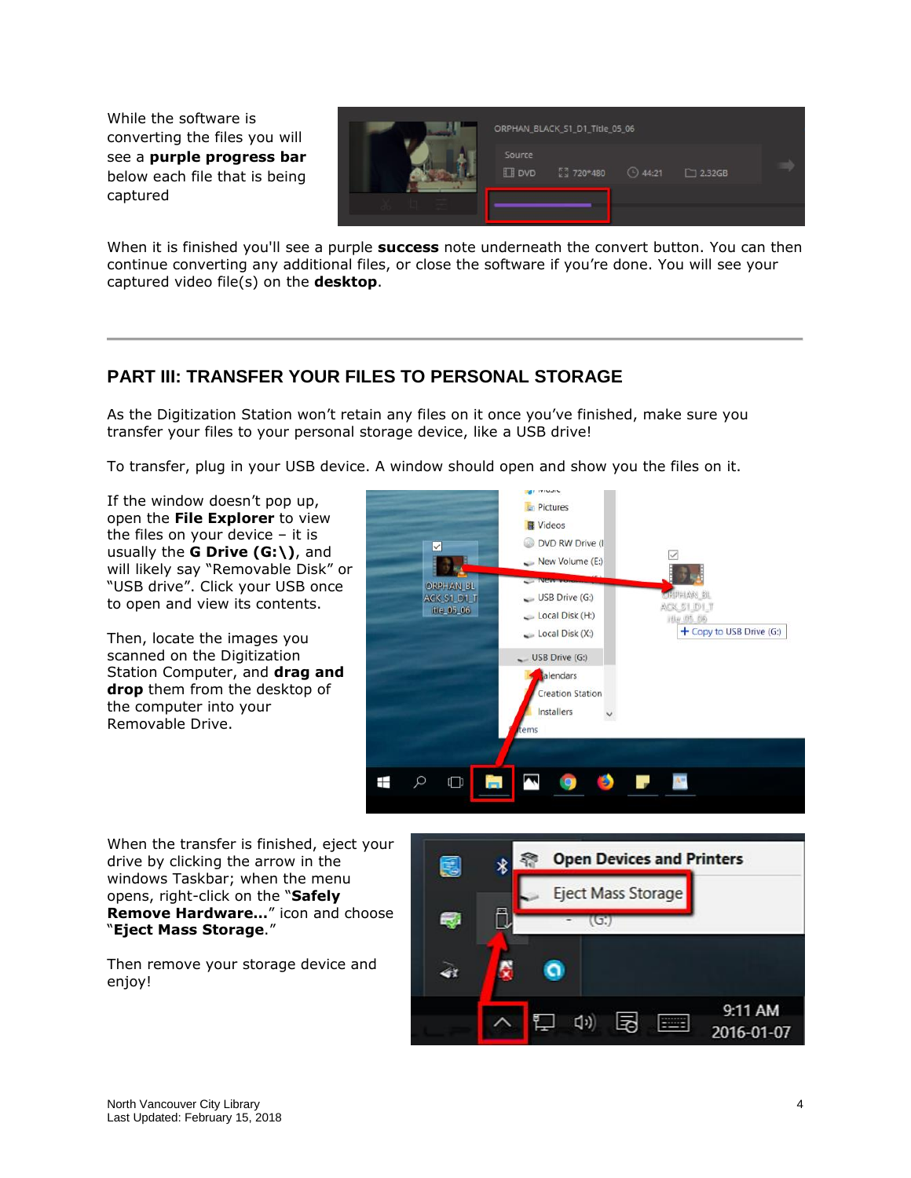While the software is converting the files you will see a **purple progress bar** below each file that is being captured

When it is finished you'll see a purple **success** note underneath the convert button. You can then continue converting any additional files, or close the software if you're done. You will see your captured video file(s) on the **desktop**.

---

## PART III: TRANSFER YOUR FILES TO PERSONAL STORAGE

As the Digitization Station won't retain any files on it once you've finished, make sure you transfer your files to your personal storage device, like a USB drive!

To transfer, plug in your USB device. A window should open and show you the files on it.

If the window doesn't pop up, open the **File Explorer** to view the files on your device – it is usually the **G Drive (G:\)**, and will likely say "Removable Disk" or "USB drive". Click your USB once to open and view its contents.

Then, locate the images you scanned on the Digitization Station Computer, and **drag and drop** them from the desktop of the computer into your Removable Drive.

When the transfer is finished, eject your drive by clicking the arrow in the windows Taskbar; when the menu opens, right-click on the "**Safely Remove Hardware…**" icon and choose "**Eject Mass Storage**."

Then remove your storage device and enjoy!

North Vancouver City Library
Last Updated: February 15, 2018